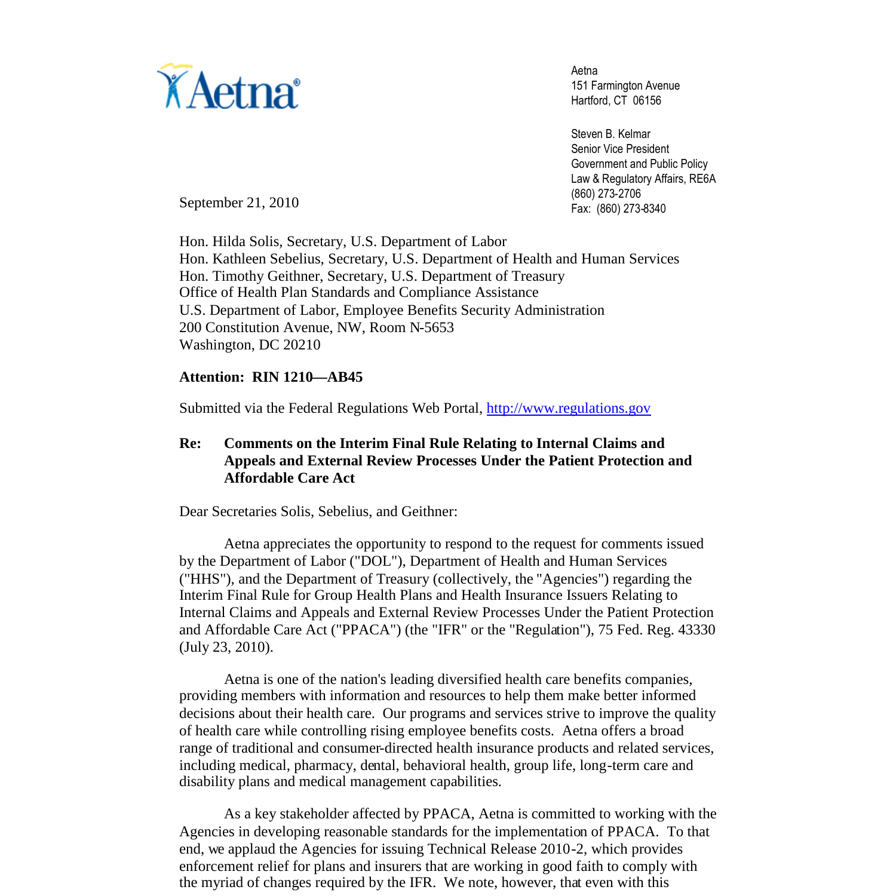Aetna

Aetna
151 Farmington Avenue
Hartford, CT 06156

Steven B. Kelmar
Senior Vice President
Government and Public Policy
Law & Regulatory Affairs, RE6A
(860) 273-2706
Fax: (860) 273-8340

September 21, 2010

Hon. Hilda Solis, Secretary, U.S. Department of Labor
Hon. Kathleen Sebelius, Secretary, U.S. Department of Health and Human Services
Hon. Timothy Geithner, Secretary, U.S. Department of Treasury
Office of Health Plan Standards and Compliance Assistance
U.S. Department of Labor, Employee Benefits Security Administration
200 Constitution Avenue, NW, Room N-5653
Washington, DC 20210

**Attention: RIN 1210—AB45**

Submitted via the Federal Regulations Web Portal, http://www.regulations.gov

**Re: Comments on the Interim Final Rule Relating to Internal Claims and Appeals and External Review Processes Under the Patient Protection and Affordable Care Act**

Dear Secretaries Solis, Sebelius, and Geithner:

Aetna appreciates the opportunity to respond to the request for comments issued by the Department of Labor ("DOL"), Department of Health and Human Services ("HHS"), and the Department of Treasury (collectively, the "Agencies") regarding the Interim Final Rule for Group Health Plans and Health Insurance Issuers Relating to Internal Claims and Appeals and External Review Processes Under the Patient Protection and Affordable Care Act ("PPACA") (the "IFR" or the "Regulation"), 75 Fed. Reg. 43330 (July 23, 2010).

Aetna is one of the nation's leading diversified health care benefits companies, providing members with information and resources to help them make better informed decisions about their health care. Our programs and services strive to improve the quality of health care while controlling rising employee benefits costs. Aetna offers a broad range of traditional and consumer-directed health insurance products and related services, including medical, pharmacy, dental, behavioral health, group life, long-term care and disability plans and medical management capabilities.

As a key stakeholder affected by PPACA, Aetna is committed to working with the Agencies in developing reasonable standards for the implementation of PPACA. To that end, we applaud the Agencies for issuing Technical Release 2010-2, which provides enforcement relief for plans and insurers that are working in good faith to comply with the myriad of changes required by the IFR. We note, however, that even with this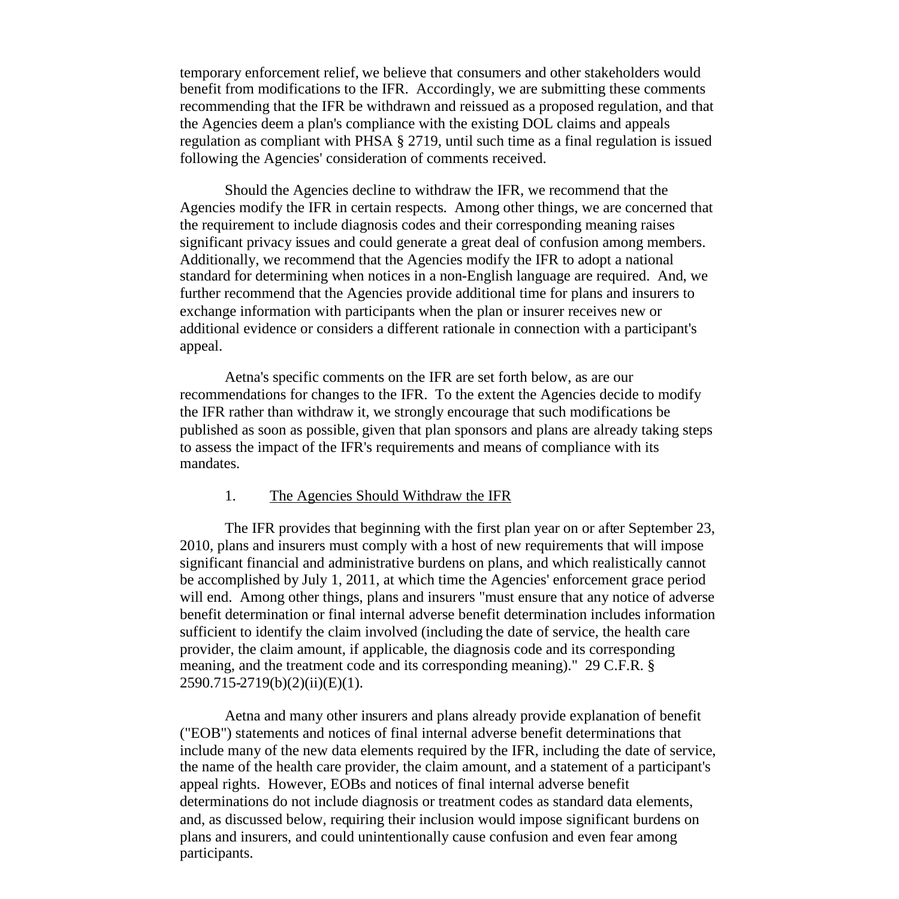temporary enforcement relief, we believe that consumers and other stakeholders would benefit from modifications to the IFR. Accordingly, we are submitting these comments recommending that the IFR be withdrawn and reissued as a proposed regulation, and that the Agencies deem a plan's compliance with the existing DOL claims and appeals regulation as compliant with PHSA § 2719, until such time as a final regulation is issued following the Agencies' consideration of comments received.

Should the Agencies decline to withdraw the IFR, we recommend that the Agencies modify the IFR in certain respects. Among other things, we are concerned that the requirement to include diagnosis codes and their corresponding meaning raises significant privacy issues and could generate a great deal of confusion among members. Additionally, we recommend that the Agencies modify the IFR to adopt a national standard for determining when notices in a non-English language are required. And, we further recommend that the Agencies provide additional time for plans and insurers to exchange information with participants when the plan or insurer receives new or additional evidence or considers a different rationale in connection with a participant's appeal.

Aetna's specific comments on the IFR are set forth below, as are our recommendations for changes to the IFR. To the extent the Agencies decide to modify the IFR rather than withdraw it, we strongly encourage that such modifications be published as soon as possible, given that plan sponsors and plans are already taking steps to assess the impact of the IFR's requirements and means of compliance with its mandates.

1. The Agencies Should Withdraw the IFR

The IFR provides that beginning with the first plan year on or after September 23, 2010, plans and insurers must comply with a host of new requirements that will impose significant financial and administrative burdens on plans, and which realistically cannot be accomplished by July 1, 2011, at which time the Agencies' enforcement grace period will end. Among other things, plans and insurers "must ensure that any notice of adverse benefit determination or final internal adverse benefit determination includes information sufficient to identify the claim involved (including the date of service, the health care provider, the claim amount, if applicable, the diagnosis code and its corresponding meaning, and the treatment code and its corresponding meaning)." 29 C.F.R. § 2590.715-2719(b)(2)(ii)(E)(1).

Aetna and many other insurers and plans already provide explanation of benefit ("EOB") statements and notices of final internal adverse benefit determinations that include many of the new data elements required by the IFR, including the date of service, the name of the health care provider, the claim amount, and a statement of a participant's appeal rights. However, EOBs and notices of final internal adverse benefit determinations do not include diagnosis or treatment codes as standard data elements, and, as discussed below, requiring their inclusion would impose significant burdens on plans and insurers, and could unintentionally cause confusion and even fear among participants.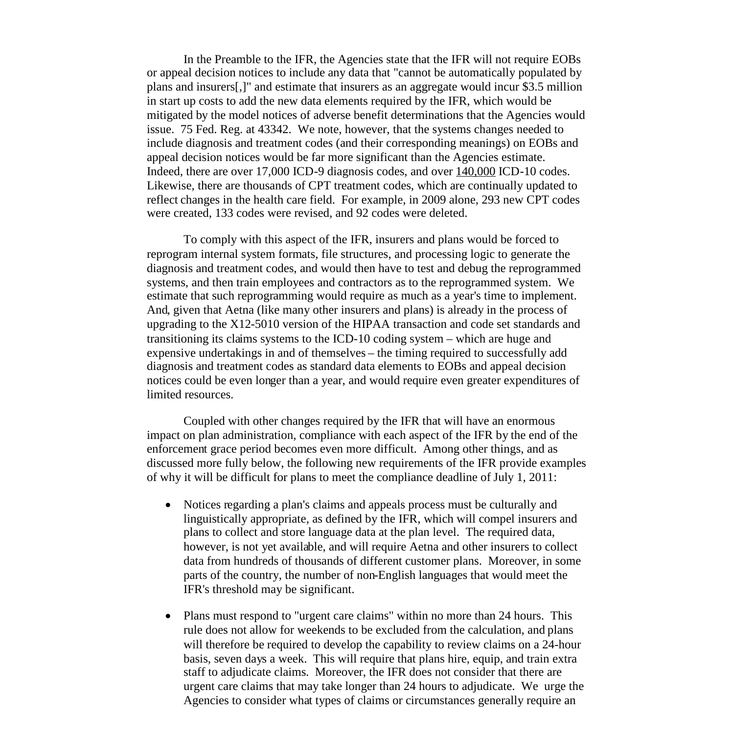In the Preamble to the IFR, the Agencies state that the IFR will not require EOBs or appeal decision notices to include any data that "cannot be automatically populated by plans and insurers[,]" and estimate that insurers as an aggregate would incur $3.5 million in start up costs to add the new data elements required by the IFR, which would be mitigated by the model notices of adverse benefit determinations that the Agencies would issue. 75 Fed. Reg. at 43342. We note, however, that the systems changes needed to include diagnosis and treatment codes (and their corresponding meanings) on EOBs and appeal decision notices would be far more significant than the Agencies estimate. Indeed, there are over 17,000 ICD-9 diagnosis codes, and over <u>140,000</u> ICD-10 codes. Likewise, there are thousands of CPT treatment codes, which are continually updated to reflect changes in the health care field. For example, in 2009 alone, 293 new CPT codes were created, 133 codes were revised, and 92 codes were deleted.

To comply with this aspect of the IFR, insurers and plans would be forced to reprogram internal system formats, file structures, and processing logic to generate the diagnosis and treatment codes, and would then have to test and debug the reprogrammed systems, and then train employees and contractors as to the reprogrammed system. We estimate that such reprogramming would require as much as a year's time to implement. And, given that Aetna (like many other insurers and plans) is already in the process of upgrading to the X12-5010 version of the HIPAA transaction and code set standards and transitioning its claims systems to the ICD-10 coding system – which are huge and expensive undertakings in and of themselves – the timing required to successfully add diagnosis and treatment codes as standard data elements to EOBs and appeal decision notices could be even longer than a year, and would require even greater expenditures of limited resources.

Coupled with other changes required by the IFR that will have an enormous impact on plan administration, compliance with each aspect of the IFR by the end of the enforcement grace period becomes even more difficult. Among other things, and as discussed more fully below, the following new requirements of the IFR provide examples of why it will be difficult for plans to meet the compliance deadline of July 1, 2011:

- Notices regarding a plan's claims and appeals process must be culturally and linguistically appropriate, as defined by the IFR, which will compel insurers and plans to collect and store language data at the plan level. The required data, however, is not yet available, and will require Aetna and other insurers to collect data from hundreds of thousands of different customer plans. Moreover, in some parts of the country, the number of non-English languages that would meet the IFR's threshold may be significant.

- Plans must respond to "urgent care claims" within no more than 24 hours. This rule does not allow for weekends to be excluded from the calculation, and plans will therefore be required to develop the capability to review claims on a 24-hour basis, seven days a week. This will require that plans hire, equip, and train extra staff to adjudicate claims. Moreover, the IFR does not consider that there are urgent care claims that may take longer than 24 hours to adjudicate. We urge the Agencies to consider what types of claims or circumstances generally require an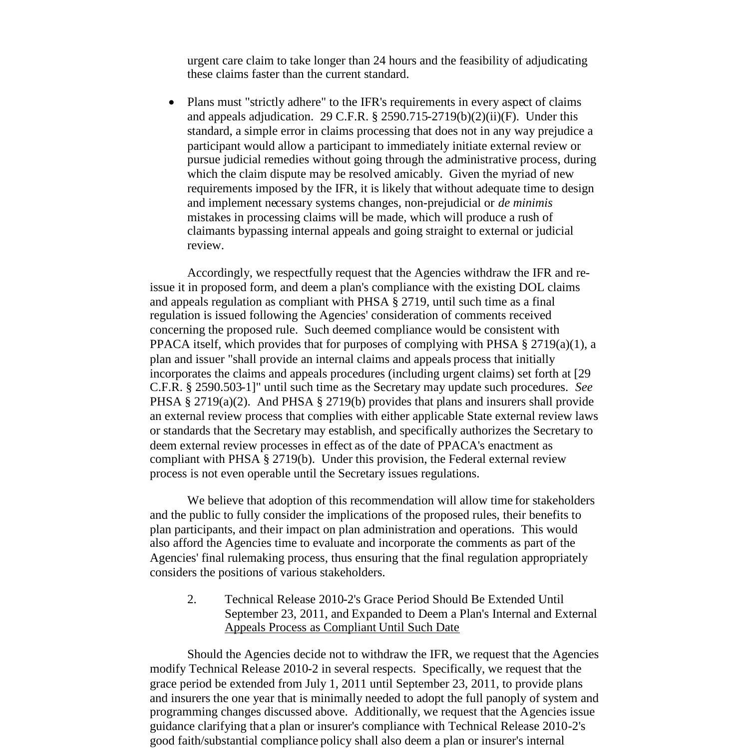urgent care claim to take longer than 24 hours and the feasibility of adjudicating these claims faster than the current standard.

- Plans must "strictly adhere" to the IFR's requirements in every aspect of claims and appeals adjudication. 29 C.F.R. § 2590.715-2719(b)(2)(ii)(F). Under this standard, a simple error in claims processing that does not in any way prejudice a participant would allow a participant to immediately initiate external review or pursue judicial remedies without going through the administrative process, during which the claim dispute may be resolved amicably. Given the myriad of new requirements imposed by the IFR, it is likely that without adequate time to design and implement necessary systems changes, non-prejudicial or *de minimis* mistakes in processing claims will be made, which will produce a rush of claimants bypassing internal appeals and going straight to external or judicial review.

Accordingly, we respectfully request that the Agencies withdraw the IFR and re-issue it in proposed form, and deem a plan's compliance with the existing DOL claims and appeals regulation as compliant with PHSA § 2719, until such time as a final regulation is issued following the Agencies' consideration of comments received concerning the proposed rule. Such deemed compliance would be consistent with PPACA itself, which provides that for purposes of complying with PHSA § 2719(a)(1), a plan and issuer "shall provide an internal claims and appeals process that initially incorporates the claims and appeals procedures (including urgent claims) set forth at [29 C.F.R. § 2590.503-1]" until such time as the Secretary may update such procedures. *See* PHSA § 2719(a)(2). And PHSA § 2719(b) provides that plans and insurers shall provide an external review process that complies with either applicable State external review laws or standards that the Secretary may establish, and specifically authorizes the Secretary to deem external review processes in effect as of the date of PPACA's enactment as compliant with PHSA § 2719(b). Under this provision, the Federal external review process is not even operable until the Secretary issues regulations.

We believe that adoption of this recommendation will allow time for stakeholders and the public to fully consider the implications of the proposed rules, their benefits to plan participants, and their impact on plan administration and operations. This would also afford the Agencies time to evaluate and incorporate the comments as part of the Agencies' final rulemaking process, thus ensuring that the final regulation appropriately considers the positions of various stakeholders.

2. Technical Release 2010-2's Grace Period Should Be Extended Until September 23, 2011, and Expanded to Deem a Plan's Internal and External Appeals Process as Compliant Until Such Date

Should the Agencies decide not to withdraw the IFR, we request that the Agencies modify Technical Release 2010-2 in several respects. Specifically, we request that the grace period be extended from July 1, 2011 until September 23, 2011, to provide plans and insurers the one year that is minimally needed to adopt the full panoply of system and programming changes discussed above. Additionally, we request that the Agencies issue guidance clarifying that a plan or insurer's compliance with Technical Release 2010-2's good faith/substantial compliance policy shall also deem a plan or insurer's internal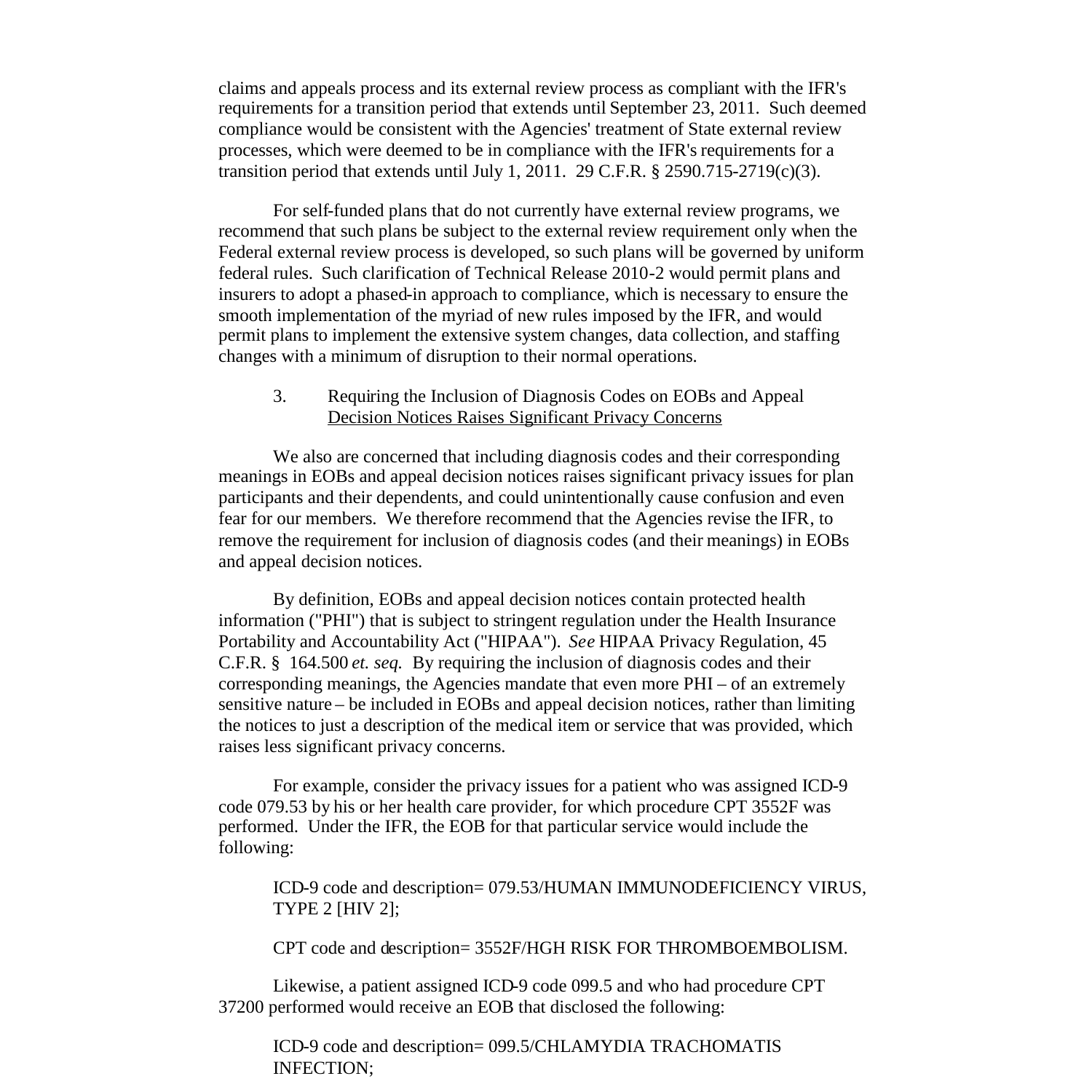claims and appeals process and its external review process as compliant with the IFR's requirements for a transition period that extends until September 23, 2011. Such deemed compliance would be consistent with the Agencies' treatment of State external review processes, which were deemed to be in compliance with the IFR's requirements for a transition period that extends until July 1, 2011. 29 C.F.R. § 2590.715-2719(c)(3).

For self-funded plans that do not currently have external review programs, we recommend that such plans be subject to the external review requirement only when the Federal external review process is developed, so such plans will be governed by uniform federal rules. Such clarification of Technical Release 2010-2 would permit plans and insurers to adopt a phased-in approach to compliance, which is necessary to ensure the smooth implementation of the myriad of new rules imposed by the IFR, and would permit plans to implement the extensive system changes, data collection, and staffing changes with a minimum of disruption to their normal operations.

3. Requiring the Inclusion of Diagnosis Codes on EOBs and Appeal Decision Notices Raises Significant Privacy Concerns

We also are concerned that including diagnosis codes and their corresponding meanings in EOBs and appeal decision notices raises significant privacy issues for plan participants and their dependents, and could unintentionally cause confusion and even fear for our members. We therefore recommend that the Agencies revise the IFR, to remove the requirement for inclusion of diagnosis codes (and their meanings) in EOBs and appeal decision notices.

By definition, EOBs and appeal decision notices contain protected health information ("PHI") that is subject to stringent regulation under the Health Insurance Portability and Accountability Act ("HIPAA"). *See* HIPAA Privacy Regulation, 45 C.F.R. § 164.500 *et. seq.* By requiring the inclusion of diagnosis codes and their corresponding meanings, the Agencies mandate that even more PHI – of an extremely sensitive nature – be included in EOBs and appeal decision notices, rather than limiting the notices to just a description of the medical item or service that was provided, which raises less significant privacy concerns.

For example, consider the privacy issues for a patient who was assigned ICD-9 code 079.53 by his or her health care provider, for which procedure CPT 3552F was performed. Under the IFR, the EOB for that particular service would include the following:

> ICD-9 code and description= 079.53/HUMAN IMMUNODEFICIENCY VIRUS, TYPE 2 [HIV 2];
>
> CPT code and description= 3552F/HGH RISK FOR THROMBOEMBOLISM.

Likewise, a patient assigned ICD-9 code 099.5 and who had procedure CPT 37200 performed would receive an EOB that disclosed the following:

> ICD-9 code and description= 099.5/CHLAMYDIA TRACHOMATIS INFECTION;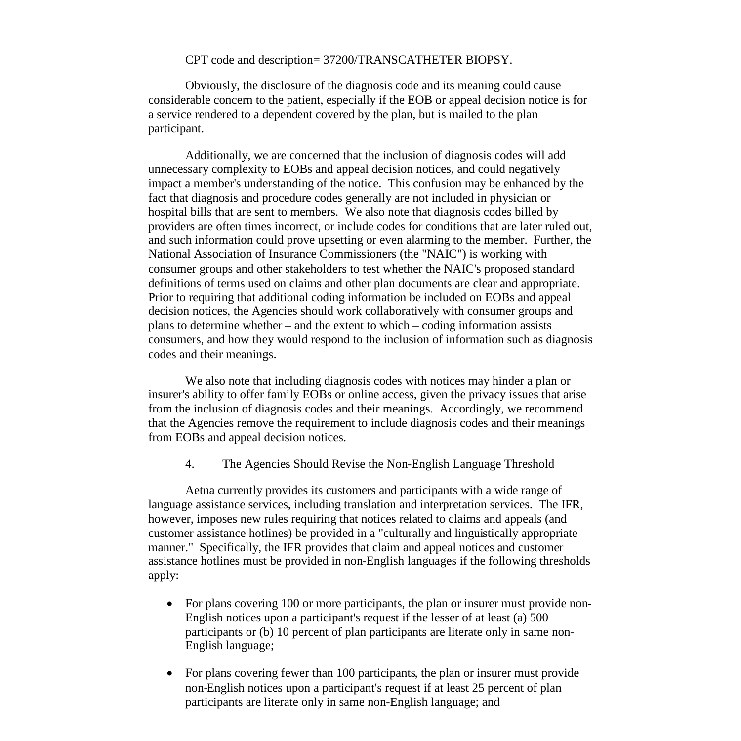CPT code and description= 37200/TRANSCATHETER BIOPSY.

Obviously, the disclosure of the diagnosis code and its meaning could cause considerable concern to the patient, especially if the EOB or appeal decision notice is for a service rendered to a dependent covered by the plan, but is mailed to the plan participant.

Additionally, we are concerned that the inclusion of diagnosis codes will add unnecessary complexity to EOBs and appeal decision notices, and could negatively impact a member's understanding of the notice. This confusion may be enhanced by the fact that diagnosis and procedure codes generally are not included in physician or hospital bills that are sent to members. We also note that diagnosis codes billed by providers are often times incorrect, or include codes for conditions that are later ruled out, and such information could prove upsetting or even alarming to the member. Further, the National Association of Insurance Commissioners (the "NAIC") is working with consumer groups and other stakeholders to test whether the NAIC's proposed standard definitions of terms used on claims and other plan documents are clear and appropriate. Prior to requiring that additional coding information be included on EOBs and appeal decision notices, the Agencies should work collaboratively with consumer groups and plans to determine whether – and the extent to which – coding information assists consumers, and how they would respond to the inclusion of information such as diagnosis codes and their meanings.

We also note that including diagnosis codes with notices may hinder a plan or insurer's ability to offer family EOBs or online access, given the privacy issues that arise from the inclusion of diagnosis codes and their meanings. Accordingly, we recommend that the Agencies remove the requirement to include diagnosis codes and their meanings from EOBs and appeal decision notices.

4. The Agencies Should Revise the Non-English Language Threshold

Aetna currently provides its customers and participants with a wide range of language assistance services, including translation and interpretation services. The IFR, however, imposes new rules requiring that notices related to claims and appeals (and customer assistance hotlines) be provided in a "culturally and linguistically appropriate manner." Specifically, the IFR provides that claim and appeal notices and customer assistance hotlines must be provided in non-English languages if the following thresholds apply:

- For plans covering 100 or more participants, the plan or insurer must provide non-English notices upon a participant's request if the lesser of at least (a) 500 participants or (b) 10 percent of plan participants are literate only in same non-English language;

- For plans covering fewer than 100 participants, the plan or insurer must provide non-English notices upon a participant's request if at least 25 percent of plan participants are literate only in same non-English language; and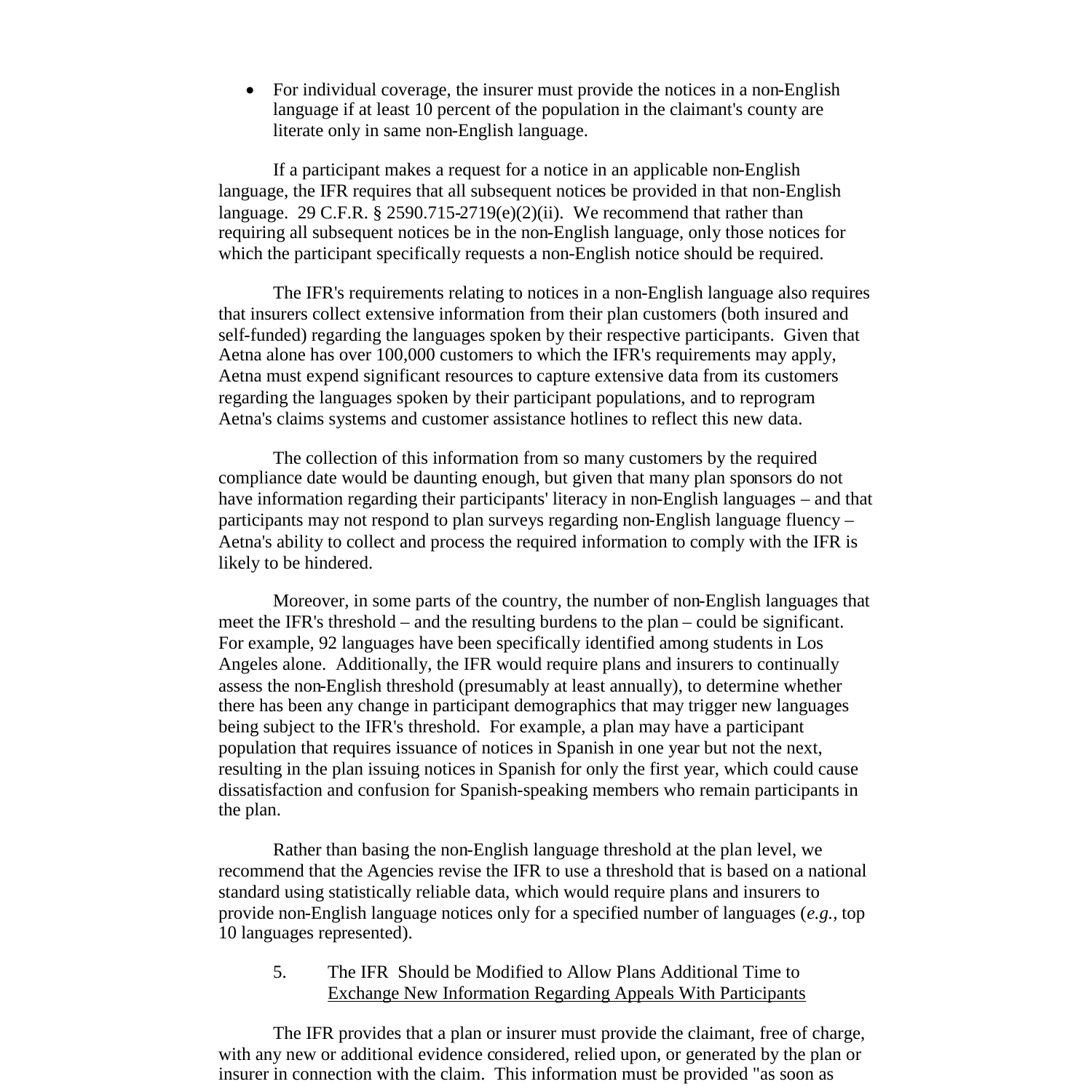- For individual coverage, the insurer must provide the notices in a non-English language if at least 10 percent of the population in the claimant's county are literate only in same non-English language.

If a participant makes a request for a notice in an applicable non-English language, the IFR requires that all subsequent notices be provided in that non-English language. 29 C.F.R. § 2590.715-2719(e)(2)(ii). We recommend that rather than requiring all subsequent notices be in the non-English language, only those notices for which the participant specifically requests a non-English notice should be required.

The IFR's requirements relating to notices in a non-English language also requires that insurers collect extensive information from their plan customers (both insured and self-funded) regarding the languages spoken by their respective participants. Given that Aetna alone has over 100,000 customers to which the IFR's requirements may apply, Aetna must expend significant resources to capture extensive data from its customers regarding the languages spoken by their participant populations, and to reprogram Aetna's claims systems and customer assistance hotlines to reflect this new data.

The collection of this information from so many customers by the required compliance date would be daunting enough, but given that many plan sponsors do not have information regarding their participants' literacy in non-English languages – and that participants may not respond to plan surveys regarding non-English language fluency – Aetna's ability to collect and process the required information to comply with the IFR is likely to be hindered.

Moreover, in some parts of the country, the number of non-English languages that meet the IFR's threshold – and the resulting burdens to the plan – could be significant. For example, 92 languages have been specifically identified among students in Los Angeles alone. Additionally, the IFR would require plans and insurers to continually assess the non-English threshold (presumably at least annually), to determine whether there has been any change in participant demographics that may trigger new languages being subject to the IFR's threshold. For example, a plan may have a participant population that requires issuance of notices in Spanish in one year but not the next, resulting in the plan issuing notices in Spanish for only the first year, which could cause dissatisfaction and confusion for Spanish-speaking members who remain participants in the plan.

Rather than basing the non-English language threshold at the plan level, we recommend that the Agencies revise the IFR to use a threshold that is based on a national standard using statistically reliable data, which would require plans and insurers to provide non-English language notices only for a specified number of languages (*e.g.*, top 10 languages represented).

5. The IFR Should be Modified to Allow Plans Additional Time to <u>Exchange New Information Regarding Appeals With Participants</u>

The IFR provides that a plan or insurer must provide the claimant, free of charge, with any new or additional evidence considered, relied upon, or generated by the plan or insurer in connection with the claim. This information must be provided "as soon as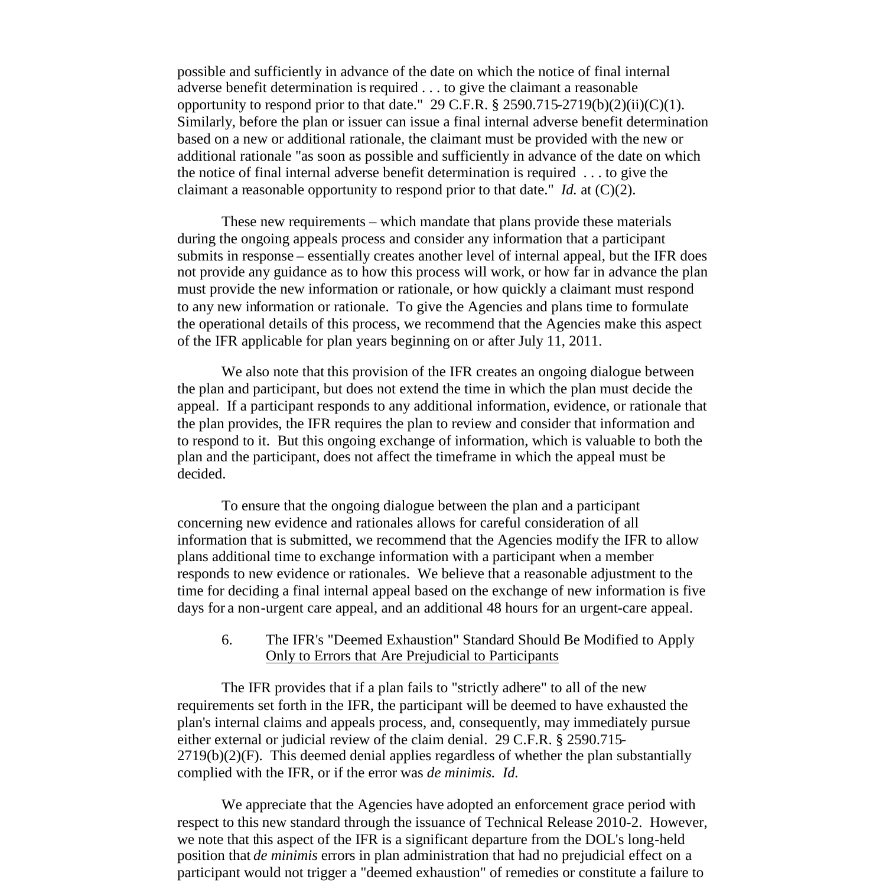possible and sufficiently in advance of the date on which the notice of final internal adverse benefit determination is required . . . to give the claimant a reasonable opportunity to respond prior to that date." 29 C.F.R. § 2590.715-2719(b)(2)(ii)(C)(1). Similarly, before the plan or issuer can issue a final internal adverse benefit determination based on a new or additional rationale, the claimant must be provided with the new or additional rationale "as soon as possible and sufficiently in advance of the date on which the notice of final internal adverse benefit determination is required . . . to give the claimant a reasonable opportunity to respond prior to that date." *Id.* at (C)(2).

These new requirements – which mandate that plans provide these materials during the ongoing appeals process and consider any information that a participant submits in response – essentially creates another level of internal appeal, but the IFR does not provide any guidance as to how this process will work, or how far in advance the plan must provide the new information or rationale, or how quickly a claimant must respond to any new information or rationale. To give the Agencies and plans time to formulate the operational details of this process, we recommend that the Agencies make this aspect of the IFR applicable for plan years beginning on or after July 11, 2011.

We also note that this provision of the IFR creates an ongoing dialogue between the plan and participant, but does not extend the time in which the plan must decide the appeal. If a participant responds to any additional information, evidence, or rationale that the plan provides, the IFR requires the plan to review and consider that information and to respond to it. But this ongoing exchange of information, which is valuable to both the plan and the participant, does not affect the timeframe in which the appeal must be decided.

To ensure that the ongoing dialogue between the plan and a participant concerning new evidence and rationales allows for careful consideration of all information that is submitted, we recommend that the Agencies modify the IFR to allow plans additional time to exchange information with a participant when a member responds to new evidence or rationales. We believe that a reasonable adjustment to the time for deciding a final internal appeal based on the exchange of new information is five days for a non-urgent care appeal, and an additional 48 hours for an urgent-care appeal.

### 6. The IFR's "Deemed Exhaustion" Standard Should Be Modified to Apply Only to Errors that Are Prejudicial to Participants

The IFR provides that if a plan fails to "strictly adhere" to all of the new requirements set forth in the IFR, the participant will be deemed to have exhausted the plan's internal claims and appeals process, and, consequently, may immediately pursue either external or judicial review of the claim denial. 29 C.F.R. § 2590.715-2719(b)(2)(F). This deemed denial applies regardless of whether the plan substantially complied with the IFR, or if the error was *de minimis*. *Id.*

We appreciate that the Agencies have adopted an enforcement grace period with respect to this new standard through the issuance of Technical Release 2010-2. However, we note that this aspect of the IFR is a significant departure from the DOL's long-held position that *de minimis* errors in plan administration that had no prejudicial effect on a participant would not trigger a "deemed exhaustion" of remedies or constitute a failure to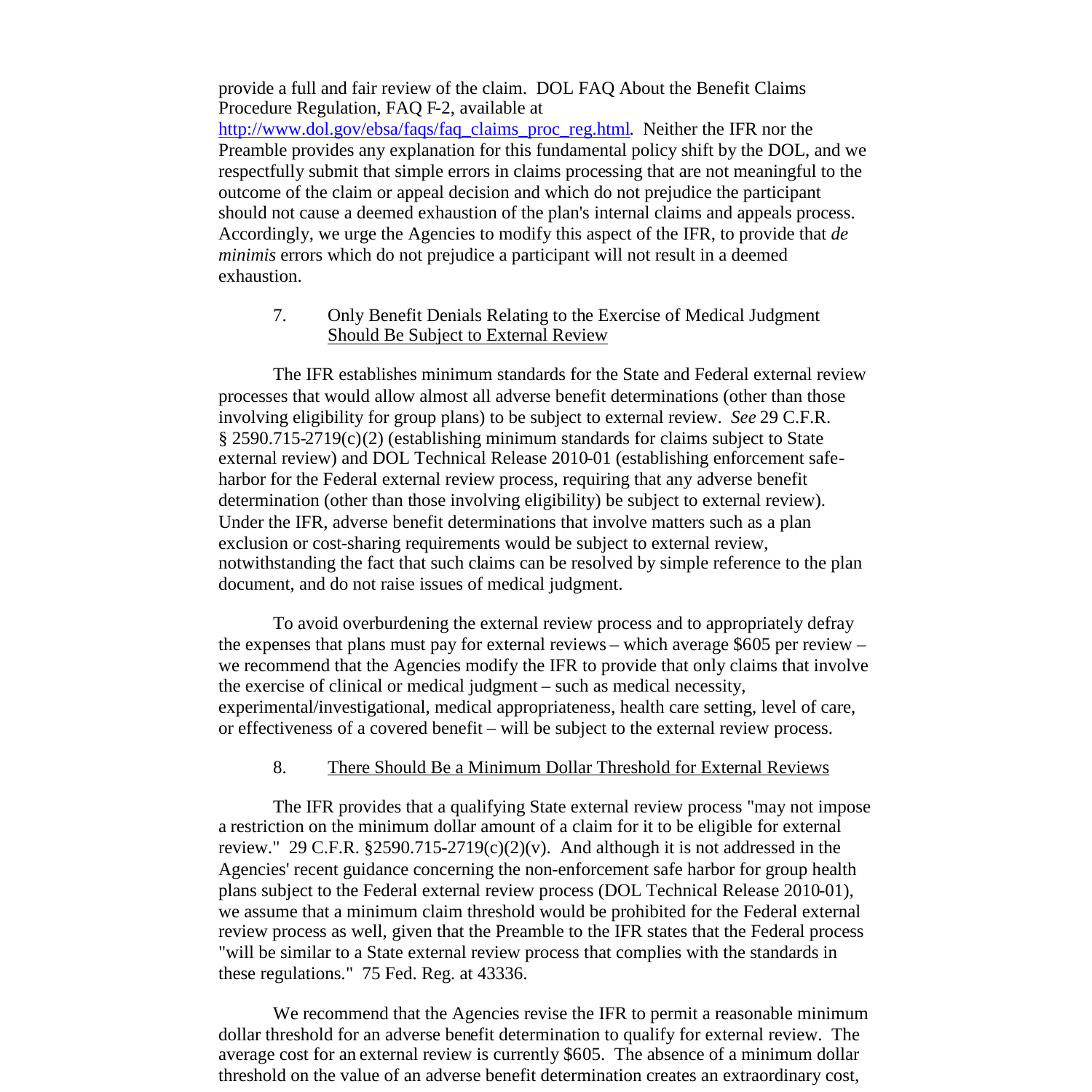provide a full and fair review of the claim. DOL FAQ About the Benefit Claims Procedure Regulation, FAQ F-2, available at http://www.dol.gov/ebsa/faqs/faq_claims_proc_reg.html. Neither the IFR nor the Preamble provides any explanation for this fundamental policy shift by the DOL, and we respectfully submit that simple errors in claims processing that are not meaningful to the outcome of the claim or appeal decision and which do not prejudice the participant should not cause a deemed exhaustion of the plan's internal claims and appeals process. Accordingly, we urge the Agencies to modify this aspect of the IFR, to provide that *de minimis* errors which do not prejudice a participant will not result in a deemed exhaustion.

### 7. Only Benefit Denials Relating to the Exercise of Medical Judgment Should Be Subject to External Review

The IFR establishes minimum standards for the State and Federal external review processes that would allow almost all adverse benefit determinations (other than those involving eligibility for group plans) to be subject to external review. *See* 29 C.F.R. § 2590.715-2719(c)(2) (establishing minimum standards for claims subject to State external review) and DOL Technical Release 2010-01 (establishing enforcement safe-harbor for the Federal external review process, requiring that any adverse benefit determination (other than those involving eligibility) be subject to external review). Under the IFR, adverse benefit determinations that involve matters such as a plan exclusion or cost-sharing requirements would be subject to external review, notwithstanding the fact that such claims can be resolved by simple reference to the plan document, and do not raise issues of medical judgment.

To avoid overburdening the external review process and to appropriately defray the expenses that plans must pay for external reviews – which average $605 per review – we recommend that the Agencies modify the IFR to provide that only claims that involve the exercise of clinical or medical judgment – such as medical necessity, experimental/investigational, medical appropriateness, health care setting, level of care, or effectiveness of a covered benefit – will be subject to the external review process.

### 8. There Should Be a Minimum Dollar Threshold for External Reviews

The IFR provides that a qualifying State external review process "may not impose a restriction on the minimum dollar amount of a claim for it to be eligible for external review." 29 C.F.R. §2590.715-2719(c)(2)(v). And although it is not addressed in the Agencies' recent guidance concerning the non-enforcement safe harbor for group health plans subject to the Federal external review process (DOL Technical Release 2010-01), we assume that a minimum claim threshold would be prohibited for the Federal external review process as well, given that the Preamble to the IFR states that the Federal process "will be similar to a State external review process that complies with the standards in these regulations." 75 Fed. Reg. at 43336.

We recommend that the Agencies revise the IFR to permit a reasonable minimum dollar threshold for an adverse benefit determination to qualify for external review. The average cost for an external review is currently $605. The absence of a minimum dollar threshold on the value of an adverse benefit determination creates an extraordinary cost,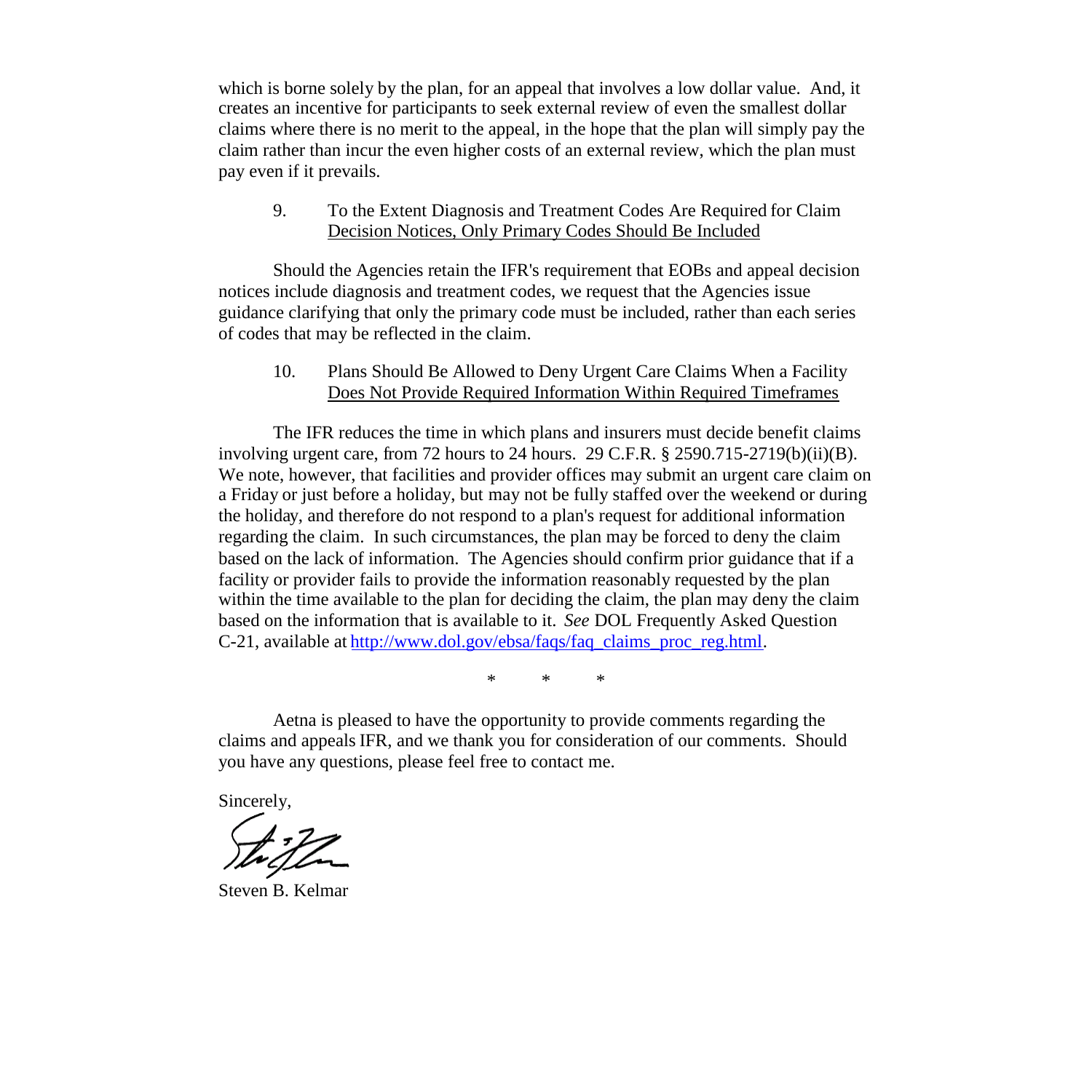which is borne solely by the plan, for an appeal that involves a low dollar value. And, it creates an incentive for participants to seek external review of even the smallest dollar claims where there is no merit to the appeal, in the hope that the plan will simply pay the claim rather than incur the even higher costs of an external review, which the plan must pay even if it prevails.

### 9. To the Extent Diagnosis and Treatment Codes Are Required for Claim Decision Notices, Only Primary Codes Should Be Included

Should the Agencies retain the IFR's requirement that EOBs and appeal decision notices include diagnosis and treatment codes, we request that the Agencies issue guidance clarifying that only the primary code must be included, rather than each series of codes that may be reflected in the claim.

### 10. Plans Should Be Allowed to Deny Urgent Care Claims When a Facility Does Not Provide Required Information Within Required Timeframes

The IFR reduces the time in which plans and insurers must decide benefit claims involving urgent care, from 72 hours to 24 hours. 29 C.F.R. § 2590.715-2719(b)(ii)(B). We note, however, that facilities and provider offices may submit an urgent care claim on a Friday or just before a holiday, but may not be fully staffed over the weekend or during the holiday, and therefore do not respond to a plan's request for additional information regarding the claim. In such circumstances, the plan may be forced to deny the claim based on the lack of information. The Agencies should confirm prior guidance that if a facility or provider fails to provide the information reasonably requested by the plan within the time available to the plan for deciding the claim, the plan may deny the claim based on the information that is available to it. *See* DOL Frequently Asked Question C-21, available at http://www.dol.gov/ebsa/faqs/faq_claims_proc_reg.html.

\* \* \*

Aetna is pleased to have the opportunity to provide comments regarding the claims and appeals IFR, and we thank you for consideration of our comments. Should you have any questions, please feel free to contact me.

Sincerely,

Steven B. Kelmar